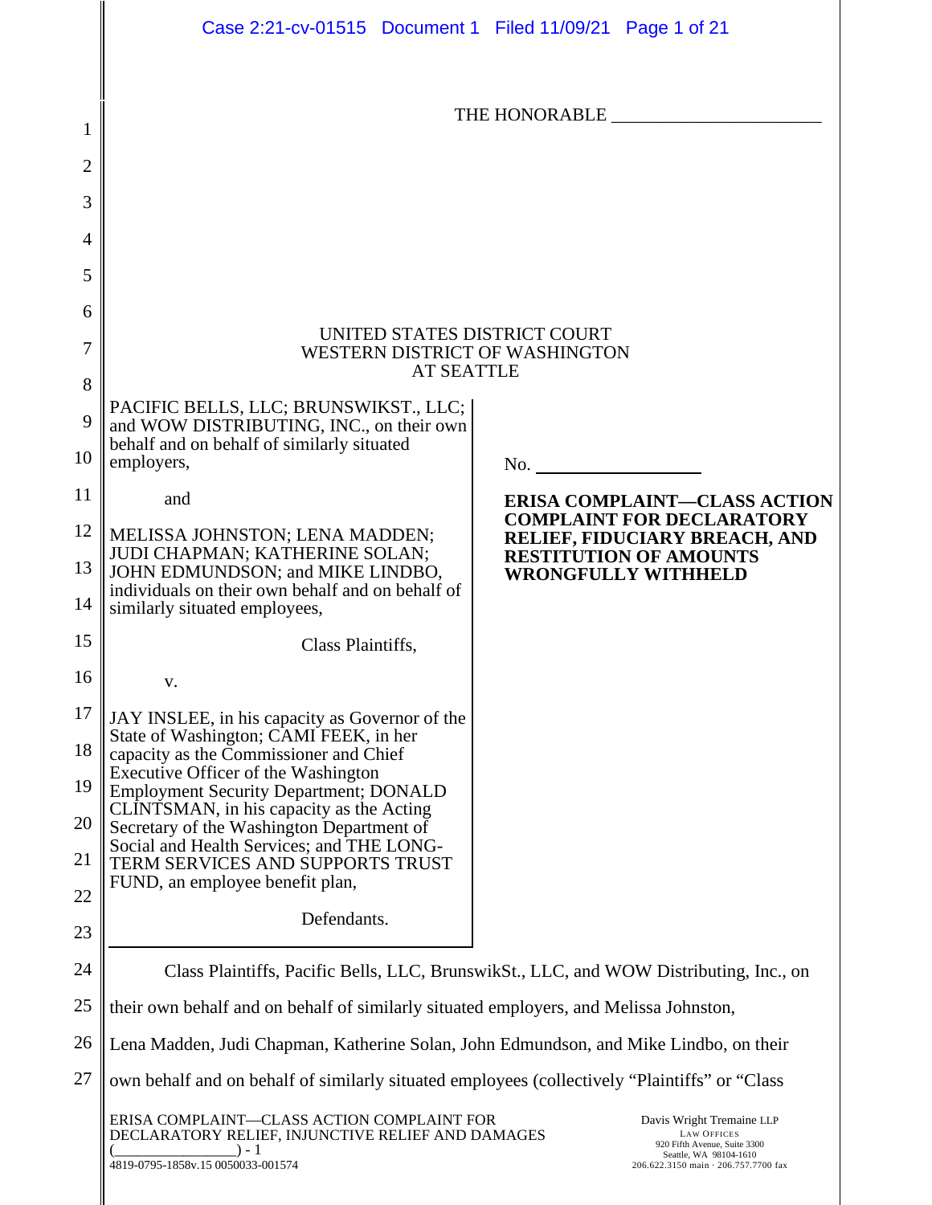THE HONORABLE ______________________

UNITED STATES DISTRICT COURT
WESTERN DISTRICT OF WASHINGTON
AT SEATTLE

PACIFIC BELLS, LLC; BRUNSWIKST., LLC; and WOW DISTRIBUTING, INC., on their own behalf and on behalf of similarly situated employers,

and

MELISSA JOHNSTON; LENA MADDEN; JUDI CHAPMAN; KATHERINE SOLAN; JOHN EDMUNDSON; and MIKE LINDBO, individuals on their own behalf and on behalf of similarly situated employees,

Class Plaintiffs,

v.

JAY INSLEE, in his capacity as Governor of the State of Washington; CAMI FEEK, in her capacity as the Commissioner and Chief Executive Officer of the Washington Employment Security Department; DONALD CLINTSMAN, in his capacity as the Acting Secretary of the Washington Department of Social and Health Services; and THE LONG-TERM SERVICES AND SUPPORTS TRUST FUND, an employee benefit plan,

Defendants.

No. ______________

**ERISA COMPLAINT—CLASS ACTION COMPLAINT FOR DECLARATORY RELIEF, FIDUCIARY BREACH, AND RESTITUTION OF AMOUNTS WRONGFULLY WITHHELD**

Class Plaintiffs, Pacific Bells, LLC, BrunswikSt., LLC, and WOW Distributing, Inc., on their own behalf and on behalf of similarly situated employers, and Melissa Johnston, Lena Madden, Judi Chapman, Katherine Solan, John Edmundson, and Mike Lindbo, on their own behalf and on behalf of similarly situated employees (collectively "Plaintiffs" or "Class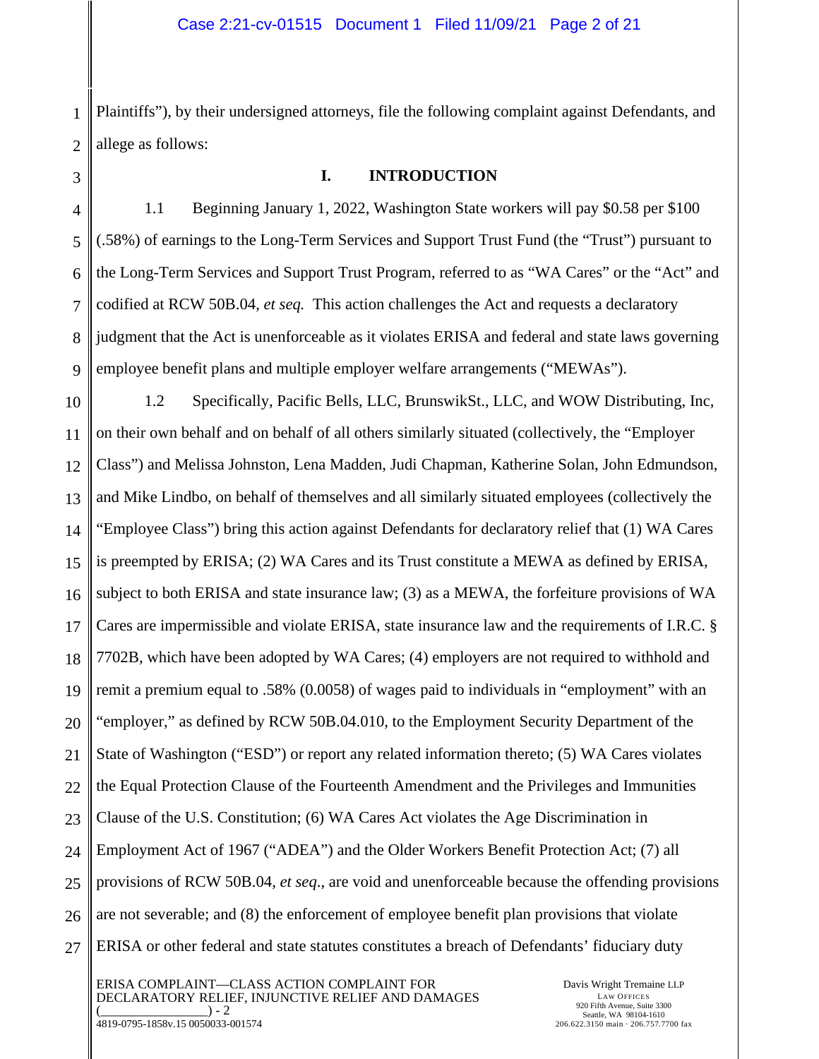Plaintiffs"), by their undersigned attorneys, file the following complaint against Defendants, and allege as follows:

## I. INTRODUCTION

1.1 Beginning January 1, 2022, Washington State workers will pay $0.58 per $100 (.58%) of earnings to the Long-Term Services and Support Trust Fund (the "Trust") pursuant to the Long-Term Services and Support Trust Program, referred to as "WA Cares" or the "Act" and codified at RCW 50B.04, *et seq.* This action challenges the Act and requests a declaratory judgment that the Act is unenforceable as it violates ERISA and federal and state laws governing employee benefit plans and multiple employer welfare arrangements ("MEWAs").

1.2 Specifically, Pacific Bells, LLC, BrunswikSt., LLC, and WOW Distributing, Inc, on their own behalf and on behalf of all others similarly situated (collectively, the "Employer Class") and Melissa Johnston, Lena Madden, Judi Chapman, Katherine Solan, John Edmundson, and Mike Lindbo, on behalf of themselves and all similarly situated employees (collectively the "Employee Class") bring this action against Defendants for declaratory relief that (1) WA Cares is preempted by ERISA; (2) WA Cares and its Trust constitute a MEWA as defined by ERISA, subject to both ERISA and state insurance law; (3) as a MEWA, the forfeiture provisions of WA Cares are impermissible and violate ERISA, state insurance law and the requirements of I.R.C. § 7702B, which have been adopted by WA Cares; (4) employers are not required to withhold and remit a premium equal to .58% (0.0058) of wages paid to individuals in "employment" with an "employer," as defined by RCW 50B.04.010, to the Employment Security Department of the State of Washington ("ESD") or report any related information thereto; (5) WA Cares violates the Equal Protection Clause of the Fourteenth Amendment and the Privileges and Immunities Clause of the U.S. Constitution; (6) WA Cares Act violates the Age Discrimination in Employment Act of 1967 ("ADEA") and the Older Workers Benefit Protection Act; (7) all provisions of RCW 50B.04, *et seq*., are void and unenforceable because the offending provisions are not severable; and (8) the enforcement of employee benefit plan provisions that violate ERISA or other federal and state statutes constitutes a breach of Defendants' fiduciary duty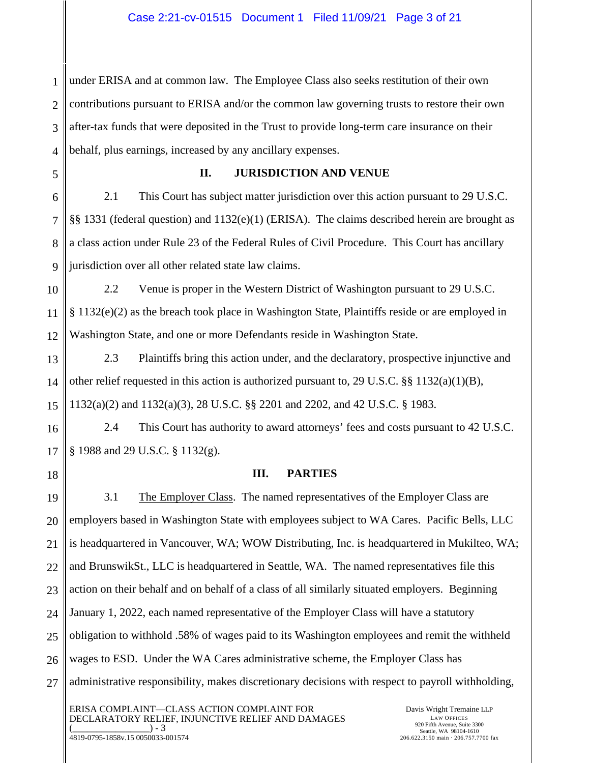under ERISA and at common law. The Employee Class also seeks restitution of their own contributions pursuant to ERISA and/or the common law governing trusts to restore their own after-tax funds that were deposited in the Trust to provide long-term care insurance on their behalf, plus earnings, increased by any ancillary expenses.

## II. JURISDICTION AND VENUE

2.1 This Court has subject matter jurisdiction over this action pursuant to 29 U.S.C. §§ 1331 (federal question) and 1132(e)(1) (ERISA). The claims described herein are brought as a class action under Rule 23 of the Federal Rules of Civil Procedure. This Court has ancillary jurisdiction over all other related state law claims.

2.2 Venue is proper in the Western District of Washington pursuant to 29 U.S.C. § 1132(e)(2) as the breach took place in Washington State, Plaintiffs reside or are employed in Washington State, and one or more Defendants reside in Washington State.

2.3 Plaintiffs bring this action under, and the declaratory, prospective injunctive and other relief requested in this action is authorized pursuant to, 29 U.S.C. §§ 1132(a)(1)(B), 1132(a)(2) and 1132(a)(3), 28 U.S.C. §§ 2201 and 2202, and 42 U.S.C. § 1983.

2.4 This Court has authority to award attorneys' fees and costs pursuant to 42 U.S.C. § 1988 and 29 U.S.C. § 1132(g).

## III. PARTIES

3.1 The Employer Class. The named representatives of the Employer Class are employers based in Washington State with employees subject to WA Cares. Pacific Bells, LLC is headquartered in Vancouver, WA; WOW Distributing, Inc. is headquartered in Mukilteo, WA; and BrunswikSt., LLC is headquartered in Seattle, WA. The named representatives file this action on their behalf and on behalf of a class of all similarly situated employers. Beginning January 1, 2022, each named representative of the Employer Class will have a statutory obligation to withhold .58% of wages paid to its Washington employees and remit the withheld wages to ESD. Under the WA Cares administrative scheme, the Employer Class has administrative responsibility, makes discretionary decisions with respect to payroll withholding,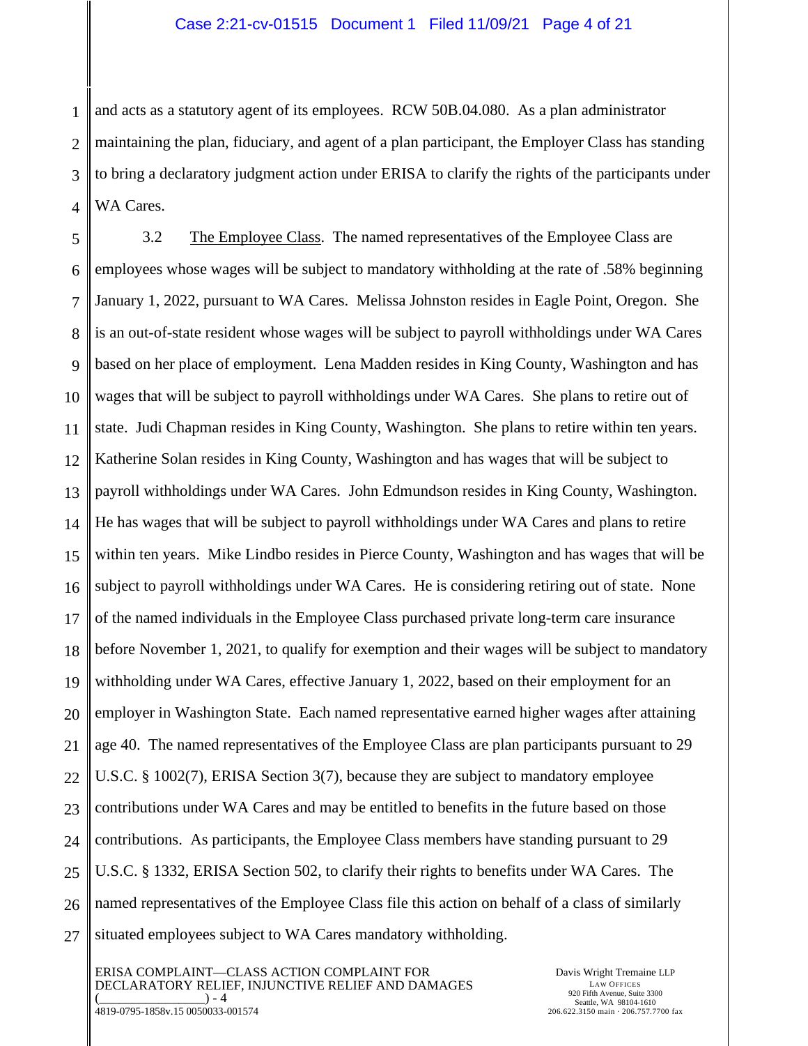and acts as a statutory agent of its employees. RCW 50B.04.080. As a plan administrator maintaining the plan, fiduciary, and agent of a plan participant, the Employer Class has standing to bring a declaratory judgment action under ERISA to clarify the rights of the participants under WA Cares.

3.2 The Employee Class. The named representatives of the Employee Class are employees whose wages will be subject to mandatory withholding at the rate of .58% beginning January 1, 2022, pursuant to WA Cares. Melissa Johnston resides in Eagle Point, Oregon. She is an out-of-state resident whose wages will be subject to payroll withholdings under WA Cares based on her place of employment. Lena Madden resides in King County, Washington and has wages that will be subject to payroll withholdings under WA Cares. She plans to retire out of state. Judi Chapman resides in King County, Washington. She plans to retire within ten years. Katherine Solan resides in King County, Washington and has wages that will be subject to payroll withholdings under WA Cares. John Edmundson resides in King County, Washington. He has wages that will be subject to payroll withholdings under WA Cares and plans to retire within ten years. Mike Lindbo resides in Pierce County, Washington and has wages that will be subject to payroll withholdings under WA Cares. He is considering retiring out of state. None of the named individuals in the Employee Class purchased private long-term care insurance before November 1, 2021, to qualify for exemption and their wages will be subject to mandatory withholding under WA Cares, effective January 1, 2022, based on their employment for an employer in Washington State. Each named representative earned higher wages after attaining age 40. The named representatives of the Employee Class are plan participants pursuant to 29 U.S.C. § 1002(7), ERISA Section 3(7), because they are subject to mandatory employee contributions under WA Cares and may be entitled to benefits in the future based on those contributions. As participants, the Employee Class members have standing pursuant to 29 U.S.C. § 1332, ERISA Section 502, to clarify their rights to benefits under WA Cares. The named representatives of the Employee Class file this action on behalf of a class of similarly situated employees subject to WA Cares mandatory withholding.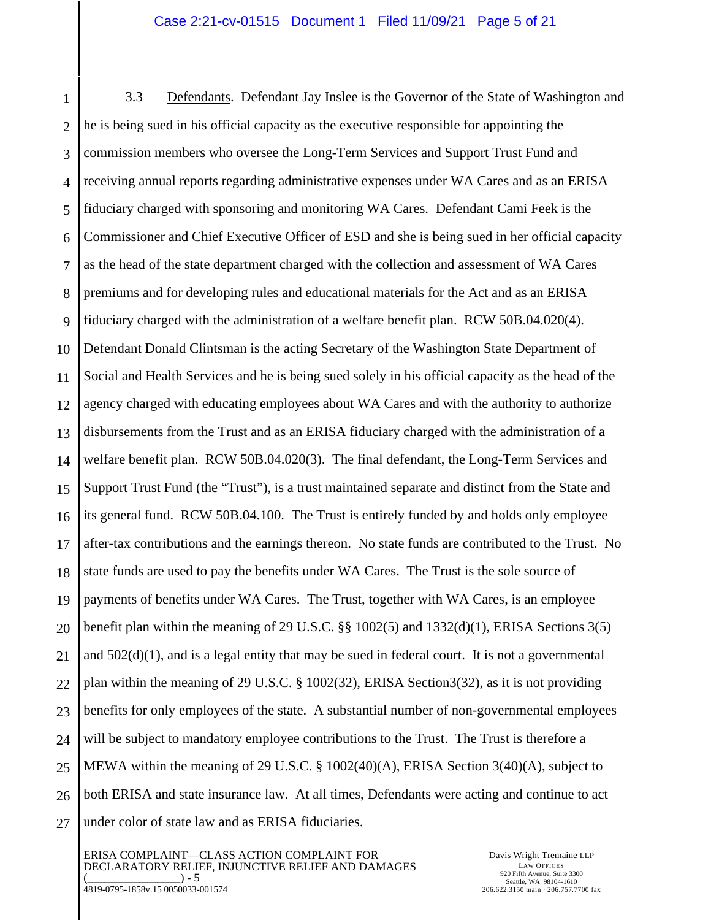3.3 Defendants. Defendant Jay Inslee is the Governor of the State of Washington and he is being sued in his official capacity as the executive responsible for appointing the commission members who oversee the Long-Term Services and Support Trust Fund and receiving annual reports regarding administrative expenses under WA Cares and as an ERISA fiduciary charged with sponsoring and monitoring WA Cares. Defendant Cami Feek is the Commissioner and Chief Executive Officer of ESD and she is being sued in her official capacity as the head of the state department charged with the collection and assessment of WA Cares premiums and for developing rules and educational materials for the Act and as an ERISA fiduciary charged with the administration of a welfare benefit plan. RCW 50B.04.020(4). Defendant Donald Clintsman is the acting Secretary of the Washington State Department of Social and Health Services and he is being sued solely in his official capacity as the head of the agency charged with educating employees about WA Cares and with the authority to authorize disbursements from the Trust and as an ERISA fiduciary charged with the administration of a welfare benefit plan. RCW 50B.04.020(3). The final defendant, the Long-Term Services and Support Trust Fund (the "Trust"), is a trust maintained separate and distinct from the State and its general fund. RCW 50B.04.100. The Trust is entirely funded by and holds only employee after-tax contributions and the earnings thereon. No state funds are contributed to the Trust. No state funds are used to pay the benefits under WA Cares. The Trust is the sole source of payments of benefits under WA Cares. The Trust, together with WA Cares, is an employee benefit plan within the meaning of 29 U.S.C. §§ 1002(5) and 1332(d)(1), ERISA Sections 3(5) and 502(d)(1), and is a legal entity that may be sued in federal court. It is not a governmental plan within the meaning of 29 U.S.C. § 1002(32), ERISA Section3(32), as it is not providing benefits for only employees of the state. A substantial number of non-governmental employees will be subject to mandatory employee contributions to the Trust. The Trust is therefore a MEWA within the meaning of 29 U.S.C. § 1002(40)(A), ERISA Section 3(40)(A), subject to both ERISA and state insurance law. At all times, Defendants were acting and continue to act under color of state law and as ERISA fiduciaries.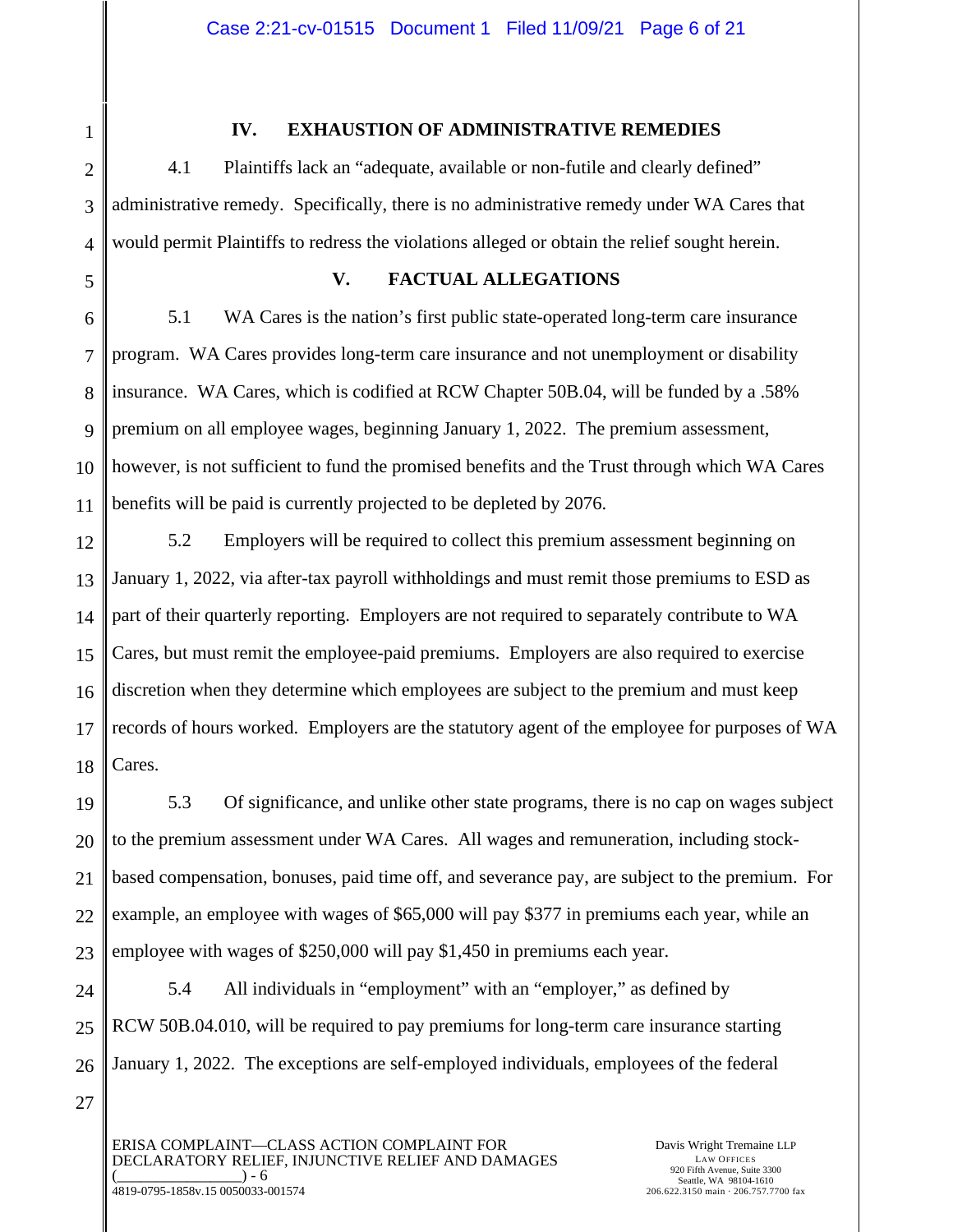## IV. EXHAUSTION OF ADMINISTRATIVE REMEDIES

4.1 Plaintiffs lack an "adequate, available or non-futile and clearly defined" administrative remedy. Specifically, there is no administrative remedy under WA Cares that would permit Plaintiffs to redress the violations alleged or obtain the relief sought herein.

## V. FACTUAL ALLEGATIONS

5.1 WA Cares is the nation's first public state-operated long-term care insurance program. WA Cares provides long-term care insurance and not unemployment or disability insurance. WA Cares, which is codified at RCW Chapter 50B.04, will be funded by a .58% premium on all employee wages, beginning January 1, 2022. The premium assessment, however, is not sufficient to fund the promised benefits and the Trust through which WA Cares benefits will be paid is currently projected to be depleted by 2076.

5.2 Employers will be required to collect this premium assessment beginning on January 1, 2022, via after-tax payroll withholdings and must remit those premiums to ESD as part of their quarterly reporting. Employers are not required to separately contribute to WA Cares, but must remit the employee-paid premiums. Employers are also required to exercise discretion when they determine which employees are subject to the premium and must keep records of hours worked. Employers are the statutory agent of the employee for purposes of WA Cares.

5.3 Of significance, and unlike other state programs, there is no cap on wages subject to the premium assessment under WA Cares. All wages and remuneration, including stock-based compensation, bonuses, paid time off, and severance pay, are subject to the premium. For example, an employee with wages of $65,000 will pay $377 in premiums each year, while an employee with wages of $250,000 will pay $1,450 in premiums each year.

5.4 All individuals in "employment" with an "employer," as defined by RCW 50B.04.010, will be required to pay premiums for long-term care insurance starting January 1, 2022. The exceptions are self-employed individuals, employees of the federal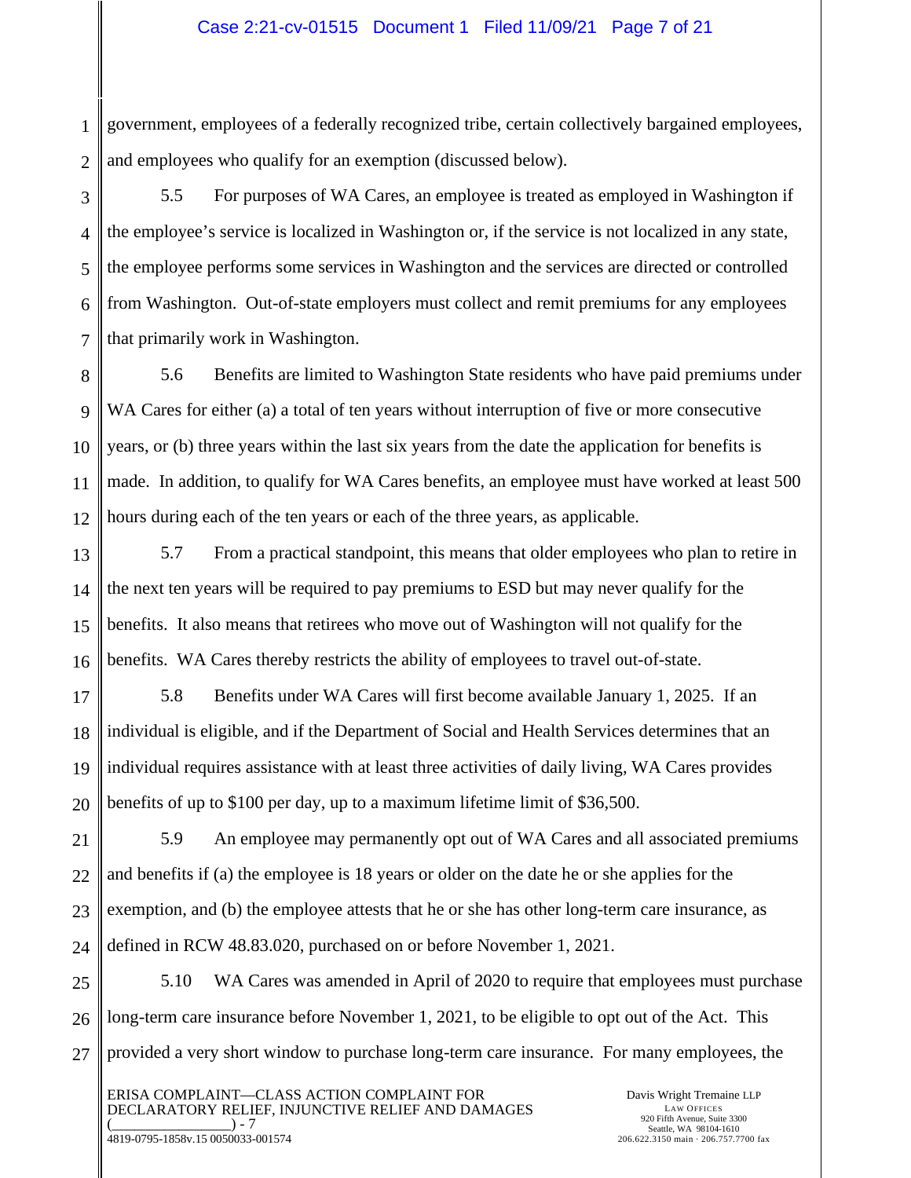government, employees of a federally recognized tribe, certain collectively bargained employees, and employees who qualify for an exemption (discussed below).

5.5 For purposes of WA Cares, an employee is treated as employed in Washington if the employee's service is localized in Washington or, if the service is not localized in any state, the employee performs some services in Washington and the services are directed or controlled from Washington. Out-of-state employers must collect and remit premiums for any employees that primarily work in Washington.

5.6 Benefits are limited to Washington State residents who have paid premiums under WA Cares for either (a) a total of ten years without interruption of five or more consecutive years, or (b) three years within the last six years from the date the application for benefits is made. In addition, to qualify for WA Cares benefits, an employee must have worked at least 500 hours during each of the ten years or each of the three years, as applicable.

5.7 From a practical standpoint, this means that older employees who plan to retire in the next ten years will be required to pay premiums to ESD but may never qualify for the benefits. It also means that retirees who move out of Washington will not qualify for the benefits. WA Cares thereby restricts the ability of employees to travel out-of-state.

5.8 Benefits under WA Cares will first become available January 1, 2025. If an individual is eligible, and if the Department of Social and Health Services determines that an individual requires assistance with at least three activities of daily living, WA Cares provides benefits of up to $100 per day, up to a maximum lifetime limit of $36,500.

5.9 An employee may permanently opt out of WA Cares and all associated premiums and benefits if (a) the employee is 18 years or older on the date he or she applies for the exemption, and (b) the employee attests that he or she has other long-term care insurance, as defined in RCW 48.83.020, purchased on or before November 1, 2021.

5.10 WA Cares was amended in April of 2020 to require that employees must purchase long-term care insurance before November 1, 2021, to be eligible to opt out of the Act. This provided a very short window to purchase long-term care insurance. For many employees, the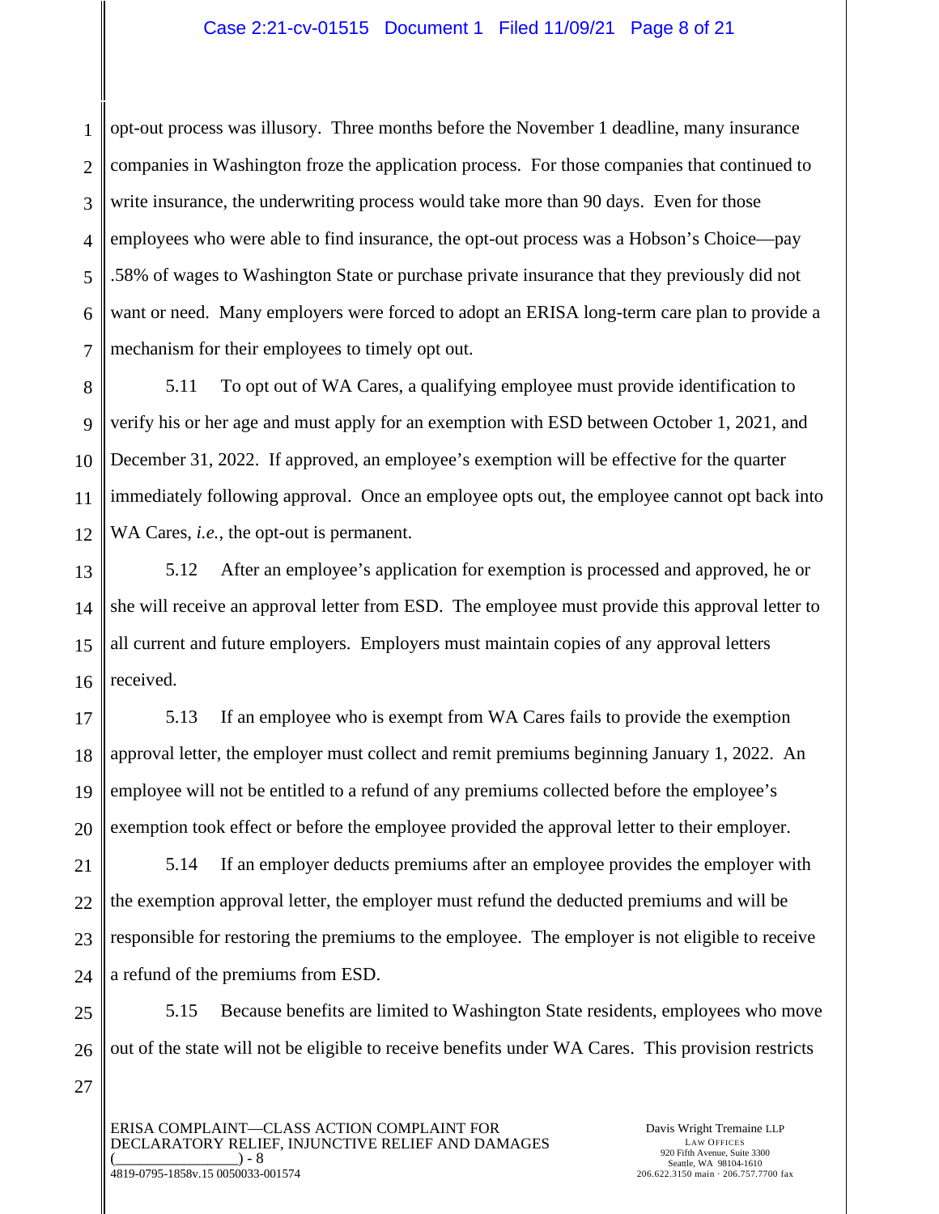opt-out process was illusory. Three months before the November 1 deadline, many insurance companies in Washington froze the application process. For those companies that continued to write insurance, the underwriting process would take more than 90 days. Even for those employees who were able to find insurance, the opt-out process was a Hobson's Choice—pay .58% of wages to Washington State or purchase private insurance that they previously did not want or need. Many employers were forced to adopt an ERISA long-term care plan to provide a mechanism for their employees to timely opt out.

5.11 To opt out of WA Cares, a qualifying employee must provide identification to verify his or her age and must apply for an exemption with ESD between October 1, 2021, and December 31, 2022. If approved, an employee's exemption will be effective for the quarter immediately following approval. Once an employee opts out, the employee cannot opt back into WA Cares, *i.e.*, the opt-out is permanent.

5.12 After an employee's application for exemption is processed and approved, he or she will receive an approval letter from ESD. The employee must provide this approval letter to all current and future employers. Employers must maintain copies of any approval letters received.

5.13 If an employee who is exempt from WA Cares fails to provide the exemption approval letter, the employer must collect and remit premiums beginning January 1, 2022. An employee will not be entitled to a refund of any premiums collected before the employee's exemption took effect or before the employee provided the approval letter to their employer.

5.14 If an employer deducts premiums after an employee provides the employer with the exemption approval letter, the employer must refund the deducted premiums and will be responsible for restoring the premiums to the employee. The employer is not eligible to receive a refund of the premiums from ESD.

5.15 Because benefits are limited to Washington State residents, employees who move out of the state will not be eligible to receive benefits under WA Cares. This provision restricts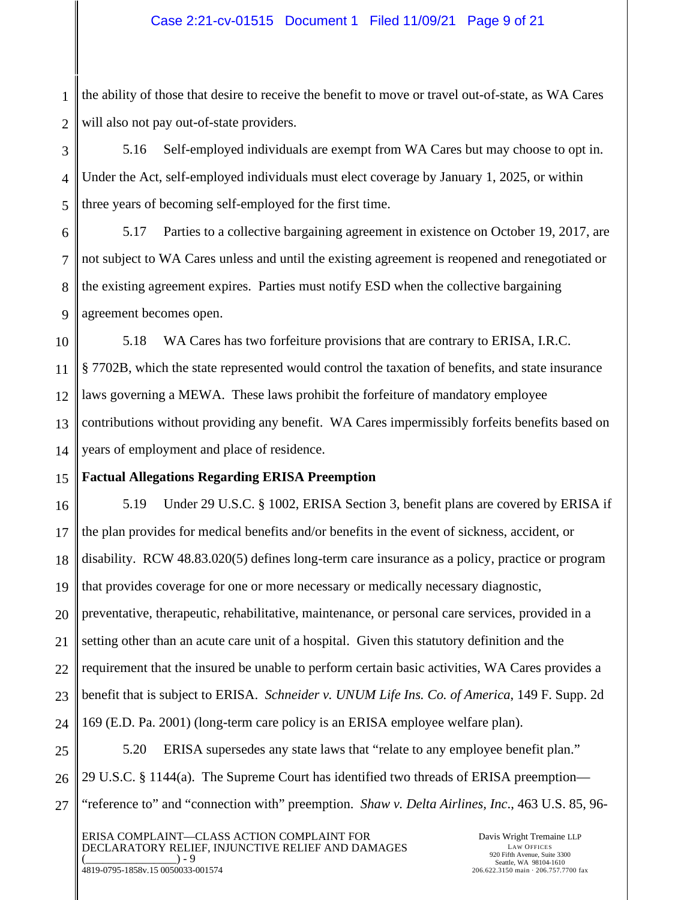the ability of those that desire to receive the benefit to move or travel out-of-state, as WA Cares will also not pay out-of-state providers.

5.16 Self-employed individuals are exempt from WA Cares but may choose to opt in. Under the Act, self-employed individuals must elect coverage by January 1, 2025, or within three years of becoming self-employed for the first time.

5.17 Parties to a collective bargaining agreement in existence on October 19, 2017, are not subject to WA Cares unless and until the existing agreement is reopened and renegotiated or the existing agreement expires. Parties must notify ESD when the collective bargaining agreement becomes open.

5.18 WA Cares has two forfeiture provisions that are contrary to ERISA, I.R.C. § 7702B, which the state represented would control the taxation of benefits, and state insurance laws governing a MEWA. These laws prohibit the forfeiture of mandatory employee contributions without providing any benefit. WA Cares impermissibly forfeits benefits based on years of employment and place of residence.

**Factual Allegations Regarding ERISA Preemption**

5.19 Under 29 U.S.C. § 1002, ERISA Section 3, benefit plans are covered by ERISA if the plan provides for medical benefits and/or benefits in the event of sickness, accident, or disability. RCW 48.83.020(5) defines long-term care insurance as a policy, practice or program that provides coverage for one or more necessary or medically necessary diagnostic, preventative, therapeutic, rehabilitative, maintenance, or personal care services, provided in a setting other than an acute care unit of a hospital. Given this statutory definition and the requirement that the insured be unable to perform certain basic activities, WA Cares provides a benefit that is subject to ERISA. *Schneider v. UNUM Life Ins. Co. of America*, 149 F. Supp. 2d 169 (E.D. Pa. 2001) (long-term care policy is an ERISA employee welfare plan).

5.20 ERISA supersedes any state laws that "relate to any employee benefit plan." 29 U.S.C. § 1144(a). The Supreme Court has identified two threads of ERISA preemption—"reference to" and "connection with" preemption. *Shaw v. Delta Airlines, Inc.*, 463 U.S. 85, 96-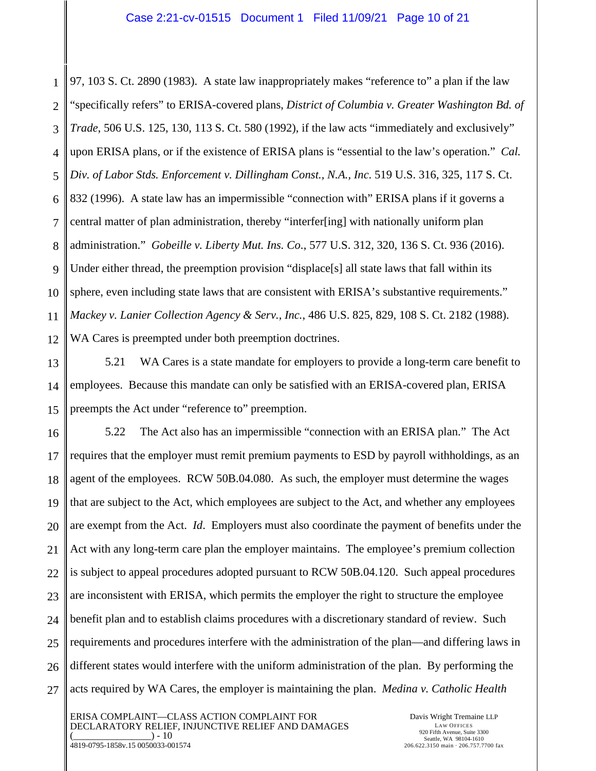97, 103 S. Ct. 2890 (1983). A state law inappropriately makes "reference to" a plan if the law "specifically refers" to ERISA-covered plans, *District of Columbia v. Greater Washington Bd. of Trade*, 506 U.S. 125, 130, 113 S. Ct. 580 (1992), if the law acts "immediately and exclusively" upon ERISA plans, or if the existence of ERISA plans is "essential to the law's operation." *Cal. Div. of Labor Stds. Enforcement v. Dillingham Const., N.A., Inc.* 519 U.S. 316, 325, 117 S. Ct. 832 (1996). A state law has an impermissible "connection with" ERISA plans if it governs a central matter of plan administration, thereby "interfer[ing] with nationally uniform plan administration." *Gobeille v. Liberty Mut. Ins. Co.*, 577 U.S. 312, 320, 136 S. Ct. 936 (2016). Under either thread, the preemption provision "displace[s] all state laws that fall within its sphere, even including state laws that are consistent with ERISA's substantive requirements." *Mackey v. Lanier Collection Agency & Serv., Inc.*, 486 U.S. 825, 829, 108 S. Ct. 2182 (1988). WA Cares is preempted under both preemption doctrines.

5.21 WA Cares is a state mandate for employers to provide a long-term care benefit to employees. Because this mandate can only be satisfied with an ERISA-covered plan, ERISA preempts the Act under "reference to" preemption.

5.22 The Act also has an impermissible "connection with an ERISA plan." The Act requires that the employer must remit premium payments to ESD by payroll withholdings, as an agent of the employees. RCW 50B.04.080. As such, the employer must determine the wages that are subject to the Act, which employees are subject to the Act, and whether any employees are exempt from the Act. *Id*. Employers must also coordinate the payment of benefits under the Act with any long-term care plan the employer maintains. The employee's premium collection is subject to appeal procedures adopted pursuant to RCW 50B.04.120. Such appeal procedures are inconsistent with ERISA, which permits the employer the right to structure the employee benefit plan and to establish claims procedures with a discretionary standard of review. Such requirements and procedures interfere with the administration of the plan—and differing laws in different states would interfere with the uniform administration of the plan. By performing the acts required by WA Cares, the employer is maintaining the plan. *Medina v. Catholic Health*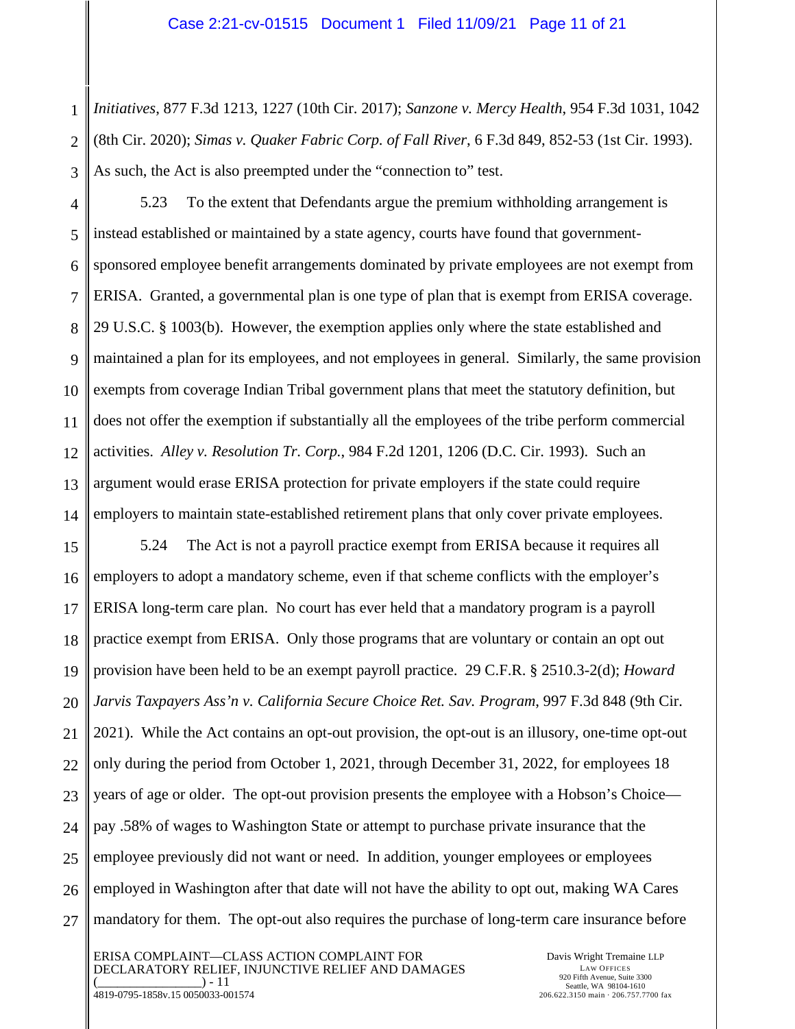*Initiatives*, 877 F.3d 1213, 1227 (10th Cir. 2017); *Sanzone v. Mercy Health*, 954 F.3d 1031, 1042 (8th Cir. 2020); *Simas v. Quaker Fabric Corp. of Fall River*, 6 F.3d 849, 852-53 (1st Cir. 1993). As such, the Act is also preempted under the "connection to" test.

5.23 To the extent that Defendants argue the premium withholding arrangement is instead established or maintained by a state agency, courts have found that government-sponsored employee benefit arrangements dominated by private employees are not exempt from ERISA. Granted, a governmental plan is one type of plan that is exempt from ERISA coverage. 29 U.S.C. § 1003(b). However, the exemption applies only where the state established and maintained a plan for its employees, and not employees in general. Similarly, the same provision exempts from coverage Indian Tribal government plans that meet the statutory definition, but does not offer the exemption if substantially all the employees of the tribe perform commercial activities. *Alley v. Resolution Tr. Corp.*, 984 F.2d 1201, 1206 (D.C. Cir. 1993). Such an argument would erase ERISA protection for private employers if the state could require employers to maintain state-established retirement plans that only cover private employees.

5.24 The Act is not a payroll practice exempt from ERISA because it requires all employers to adopt a mandatory scheme, even if that scheme conflicts with the employer's ERISA long-term care plan. No court has ever held that a mandatory program is a payroll practice exempt from ERISA. Only those programs that are voluntary or contain an opt out provision have been held to be an exempt payroll practice. 29 C.F.R. § 2510.3-2(d); *Howard Jarvis Taxpayers Ass'n v. California Secure Choice Ret. Sav. Program*, 997 F.3d 848 (9th Cir. 2021). While the Act contains an opt-out provision, the opt-out is an illusory, one-time opt-out only during the period from October 1, 2021, through December 31, 2022, for employees 18 years of age or older. The opt-out provision presents the employee with a Hobson's Choice—pay .58% of wages to Washington State or attempt to purchase private insurance that the employee previously did not want or need. In addition, younger employees or employees employed in Washington after that date will not have the ability to opt out, making WA Cares mandatory for them. The opt-out also requires the purchase of long-term care insurance before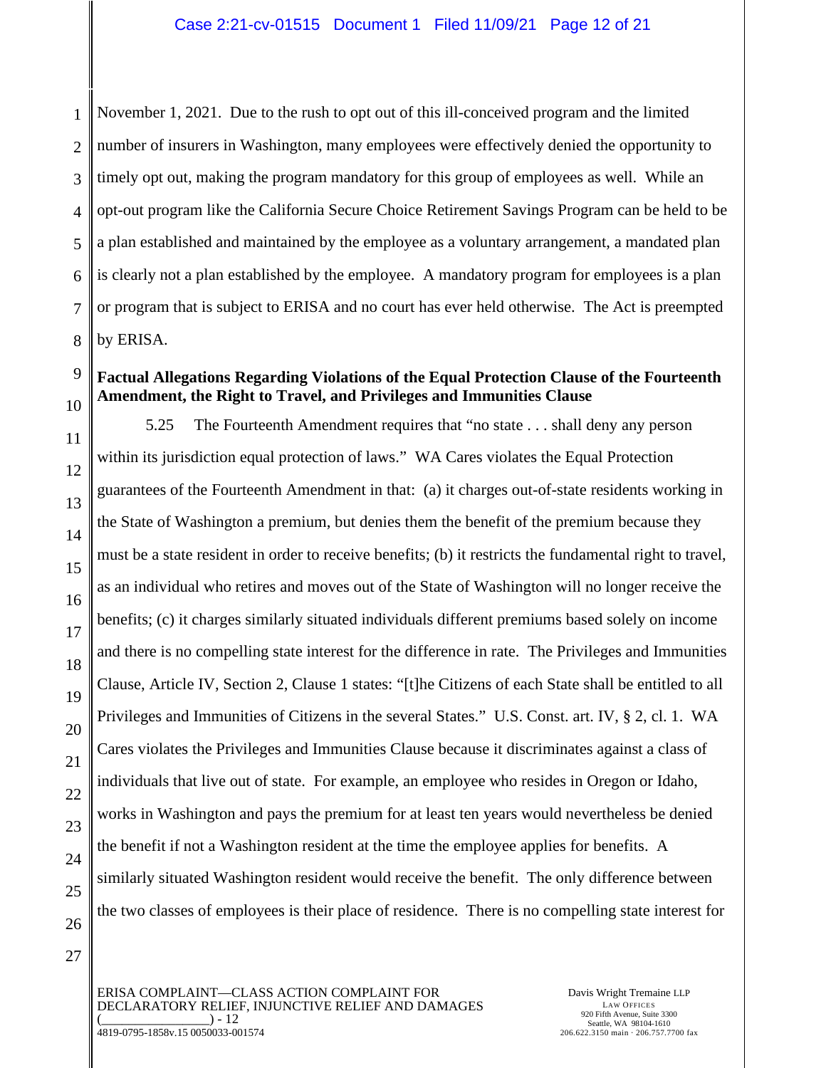November 1, 2021. Due to the rush to opt out of this ill-conceived program and the limited number of insurers in Washington, many employees were effectively denied the opportunity to timely opt out, making the program mandatory for this group of employees as well. While an opt-out program like the California Secure Choice Retirement Savings Program can be held to be a plan established and maintained by the employee as a voluntary arrangement, a mandated plan is clearly not a plan established by the employee. A mandatory program for employees is a plan or program that is subject to ERISA and no court has ever held otherwise. The Act is preempted by ERISA.

**Factual Allegations Regarding Violations of the Equal Protection Clause of the Fourteenth Amendment, the Right to Travel, and Privileges and Immunities Clause**

5.25 The Fourteenth Amendment requires that "no state . . . shall deny any person within its jurisdiction equal protection of laws." WA Cares violates the Equal Protection guarantees of the Fourteenth Amendment in that: (a) it charges out-of-state residents working in the State of Washington a premium, but denies them the benefit of the premium because they must be a state resident in order to receive benefits; (b) it restricts the fundamental right to travel, as an individual who retires and moves out of the State of Washington will no longer receive the benefits; (c) it charges similarly situated individuals different premiums based solely on income and there is no compelling state interest for the difference in rate. The Privileges and Immunities Clause, Article IV, Section 2, Clause 1 states: "[t]he Citizens of each State shall be entitled to all Privileges and Immunities of Citizens in the several States." U.S. Const. art. IV, § 2, cl. 1. WA Cares violates the Privileges and Immunities Clause because it discriminates against a class of individuals that live out of state. For example, an employee who resides in Oregon or Idaho, works in Washington and pays the premium for at least ten years would nevertheless be denied the benefit if not a Washington resident at the time the employee applies for benefits. A similarly situated Washington resident would receive the benefit. The only difference between the two classes of employees is their place of residence. There is no compelling state interest for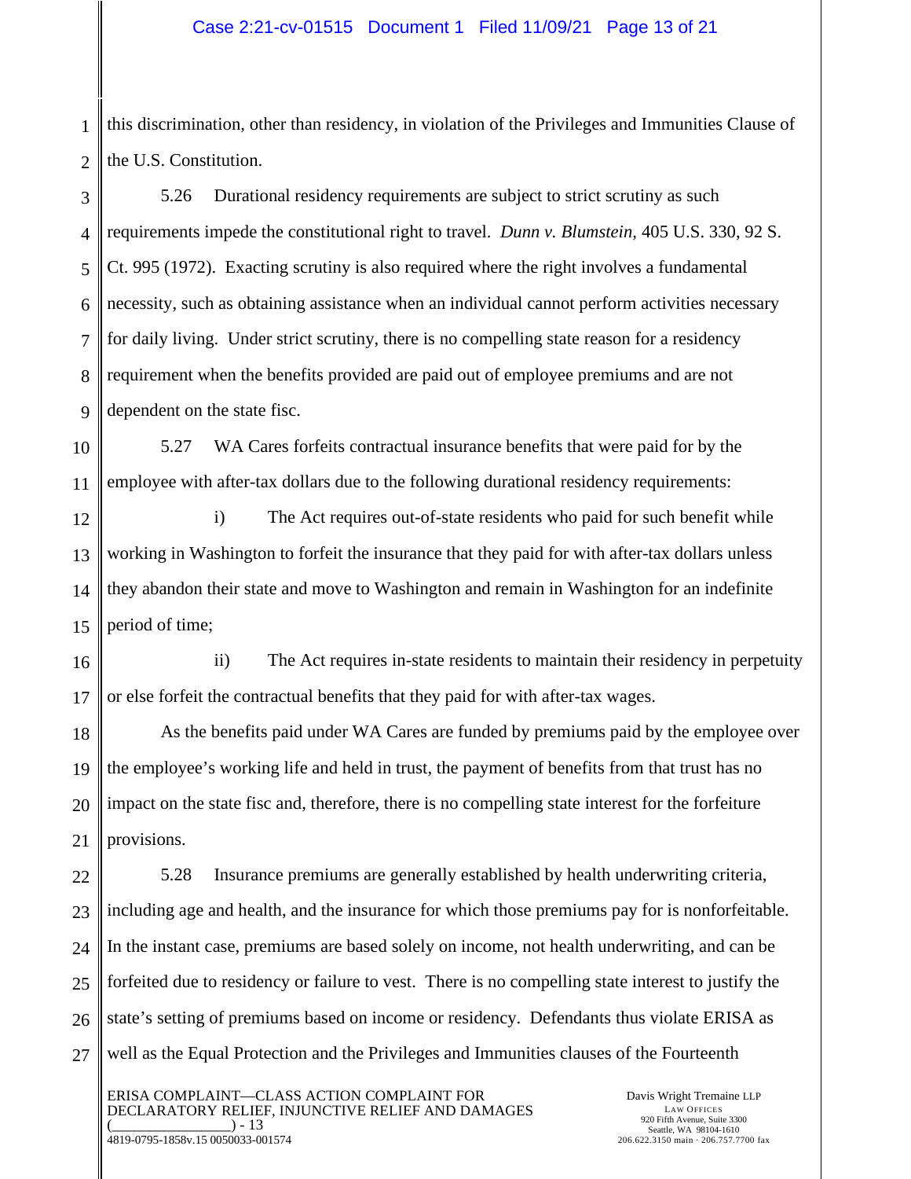this discrimination, other than residency, in violation of the Privileges and Immunities Clause of the U.S. Constitution.

5.26 Durational residency requirements are subject to strict scrutiny as such requirements impede the constitutional right to travel. *Dunn v. Blumstein*, 405 U.S. 330, 92 S. Ct. 995 (1972). Exacting scrutiny is also required where the right involves a fundamental necessity, such as obtaining assistance when an individual cannot perform activities necessary for daily living. Under strict scrutiny, there is no compelling state reason for a residency requirement when the benefits provided are paid out of employee premiums and are not dependent on the state fisc.

5.27 WA Cares forfeits contractual insurance benefits that were paid for by the employee with after-tax dollars due to the following durational residency requirements:

i) The Act requires out-of-state residents who paid for such benefit while working in Washington to forfeit the insurance that they paid for with after-tax dollars unless they abandon their state and move to Washington and remain in Washington for an indefinite period of time;

ii) The Act requires in-state residents to maintain their residency in perpetuity or else forfeit the contractual benefits that they paid for with after-tax wages.

As the benefits paid under WA Cares are funded by premiums paid by the employee over the employee's working life and held in trust, the payment of benefits from that trust has no impact on the state fisc and, therefore, there is no compelling state interest for the forfeiture provisions.

5.28 Insurance premiums are generally established by health underwriting criteria, including age and health, and the insurance for which those premiums pay for is nonforfeitable. In the instant case, premiums are based solely on income, not health underwriting, and can be forfeited due to residency or failure to vest. There is no compelling state interest to justify the state's setting of premiums based on income or residency. Defendants thus violate ERISA as well as the Equal Protection and the Privileges and Immunities clauses of the Fourteenth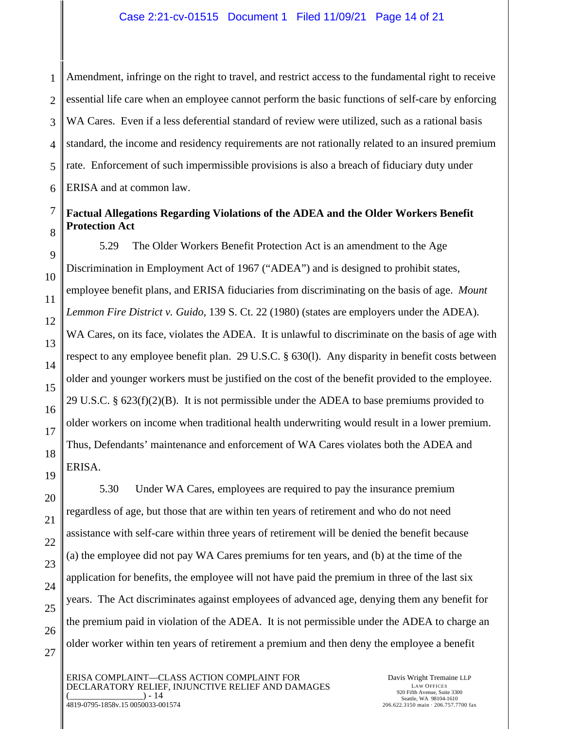Amendment, infringe on the right to travel, and restrict access to the fundamental right to receive essential life care when an employee cannot perform the basic functions of self-care by enforcing WA Cares. Even if a less deferential standard of review were utilized, such as a rational basis standard, the income and residency requirements are not rationally related to an insured premium rate. Enforcement of such impermissible provisions is also a breach of fiduciary duty under ERISA and at common law.

**Factual Allegations Regarding Violations of the ADEA and the Older Workers Benefit Protection Act**

5.29 The Older Workers Benefit Protection Act is an amendment to the Age Discrimination in Employment Act of 1967 ("ADEA") and is designed to prohibit states, employee benefit plans, and ERISA fiduciaries from discriminating on the basis of age. *Mount Lemmon Fire District v. Guido*, 139 S. Ct. 22 (1980) (states are employers under the ADEA). WA Cares, on its face, violates the ADEA. It is unlawful to discriminate on the basis of age with respect to any employee benefit plan. 29 U.S.C. § 630(l). Any disparity in benefit costs between older and younger workers must be justified on the cost of the benefit provided to the employee. 29 U.S.C. § 623(f)(2)(B). It is not permissible under the ADEA to base premiums provided to older workers on income when traditional health underwriting would result in a lower premium. Thus, Defendants' maintenance and enforcement of WA Cares violates both the ADEA and ERISA.

5.30 Under WA Cares, employees are required to pay the insurance premium regardless of age, but those that are within ten years of retirement and who do not need assistance with self-care within three years of retirement will be denied the benefit because (a) the employee did not pay WA Cares premiums for ten years, and (b) at the time of the application for benefits, the employee will not have paid the premium in three of the last six years. The Act discriminates against employees of advanced age, denying them any benefit for the premium paid in violation of the ADEA. It is not permissible under the ADEA to charge an older worker within ten years of retirement a premium and then deny the employee a benefit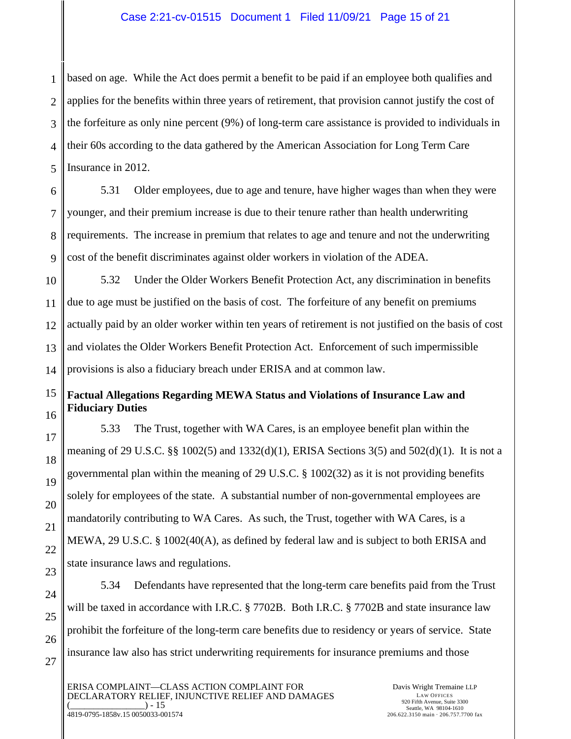based on age. While the Act does permit a benefit to be paid if an employee both qualifies and applies for the benefits within three years of retirement, that provision cannot justify the cost of the forfeiture as only nine percent (9%) of long-term care assistance is provided to individuals in their 60s according to the data gathered by the American Association for Long Term Care Insurance in 2012.

5.31 Older employees, due to age and tenure, have higher wages than when they were younger, and their premium increase is due to their tenure rather than health underwriting requirements. The increase in premium that relates to age and tenure and not the underwriting cost of the benefit discriminates against older workers in violation of the ADEA.

5.32 Under the Older Workers Benefit Protection Act, any discrimination in benefits due to age must be justified on the basis of cost. The forfeiture of any benefit on premiums actually paid by an older worker within ten years of retirement is not justified on the basis of cost and violates the Older Workers Benefit Protection Act. Enforcement of such impermissible provisions is also a fiduciary breach under ERISA and at common law.

**Factual Allegations Regarding MEWA Status and Violations of Insurance Law and Fiduciary Duties**

5.33 The Trust, together with WA Cares, is an employee benefit plan within the meaning of 29 U.S.C. §§ 1002(5) and 1332(d)(1), ERISA Sections 3(5) and 502(d)(1). It is not a governmental plan within the meaning of 29 U.S.C. § 1002(32) as it is not providing benefits solely for employees of the state. A substantial number of non-governmental employees are mandatorily contributing to WA Cares. As such, the Trust, together with WA Cares, is a MEWA, 29 U.S.C. § 1002(40(A), as defined by federal law and is subject to both ERISA and state insurance laws and regulations.

5.34 Defendants have represented that the long-term care benefits paid from the Trust will be taxed in accordance with I.R.C. § 7702B. Both I.R.C. § 7702B and state insurance law prohibit the forfeiture of the long-term care benefits due to residency or years of service. State insurance law also has strict underwriting requirements for insurance premiums and those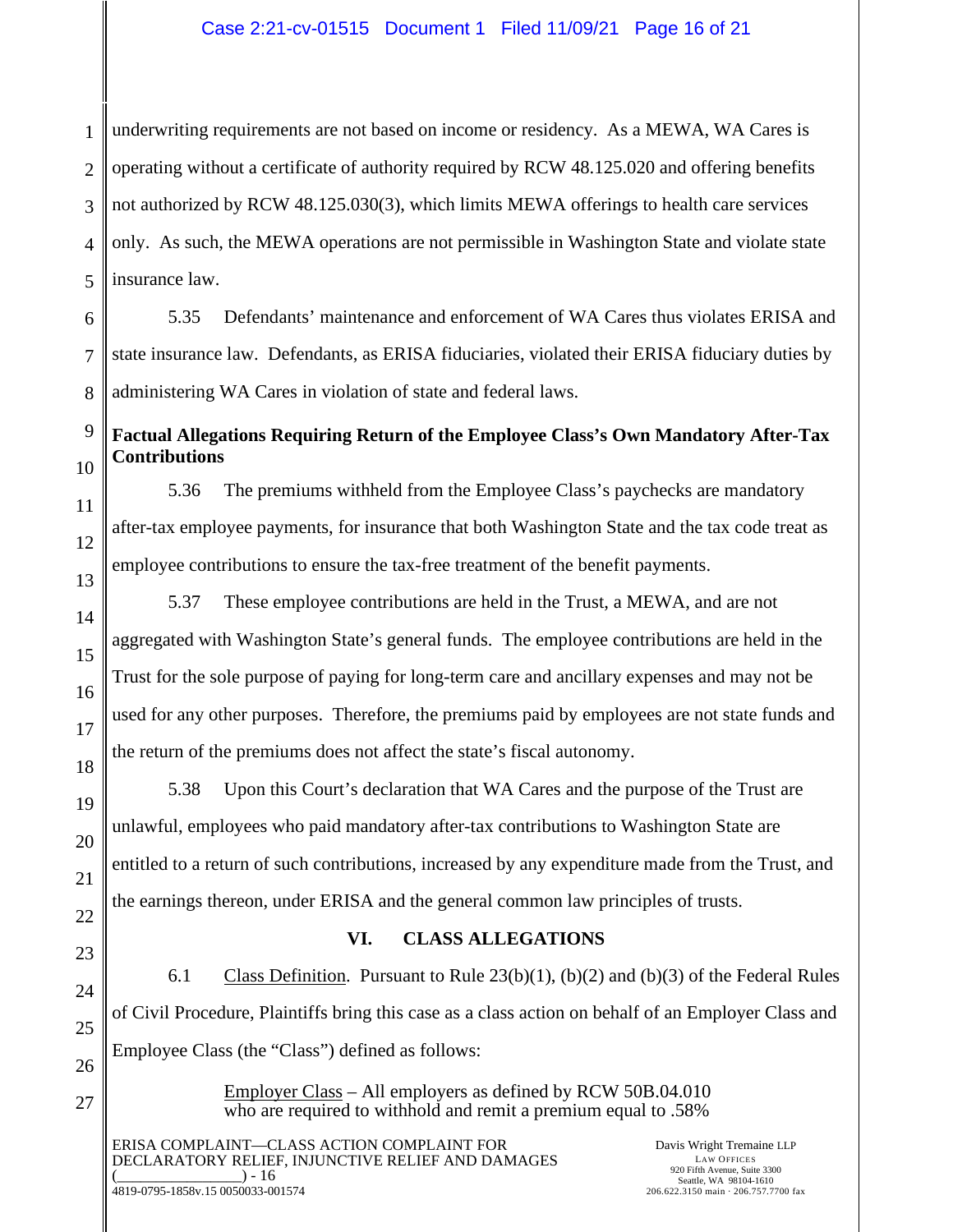underwriting requirements are not based on income or residency. As a MEWA, WA Cares is operating without a certificate of authority required by RCW 48.125.020 and offering benefits not authorized by RCW 48.125.030(3), which limits MEWA offerings to health care services only. As such, the MEWA operations are not permissible in Washington State and violate state insurance law.

5.35 Defendants' maintenance and enforcement of WA Cares thus violates ERISA and state insurance law. Defendants, as ERISA fiduciaries, violated their ERISA fiduciary duties by administering WA Cares in violation of state and federal laws.

**Factual Allegations Requiring Return of the Employee Class's Own Mandatory After-Tax Contributions**

5.36 The premiums withheld from the Employee Class's paychecks are mandatory after-tax employee payments, for insurance that both Washington State and the tax code treat as employee contributions to ensure the tax-free treatment of the benefit payments.

5.37 These employee contributions are held in the Trust, a MEWA, and are not aggregated with Washington State's general funds. The employee contributions are held in the Trust for the sole purpose of paying for long-term care and ancillary expenses and may not be used for any other purposes. Therefore, the premiums paid by employees are not state funds and the return of the premiums does not affect the state's fiscal autonomy.

5.38 Upon this Court's declaration that WA Cares and the purpose of the Trust are unlawful, employees who paid mandatory after-tax contributions to Washington State are entitled to a return of such contributions, increased by any expenditure made from the Trust, and the earnings thereon, under ERISA and the general common law principles of trusts.

## VI. CLASS ALLEGATIONS

6.1 Class Definition. Pursuant to Rule 23(b)(1), (b)(2) and (b)(3) of the Federal Rules of Civil Procedure, Plaintiffs bring this case as a class action on behalf of an Employer Class and Employee Class (the "Class") defined as follows:

> Employer Class – All employers as defined by RCW 50B.04.010 who are required to withhold and remit a premium equal to .58%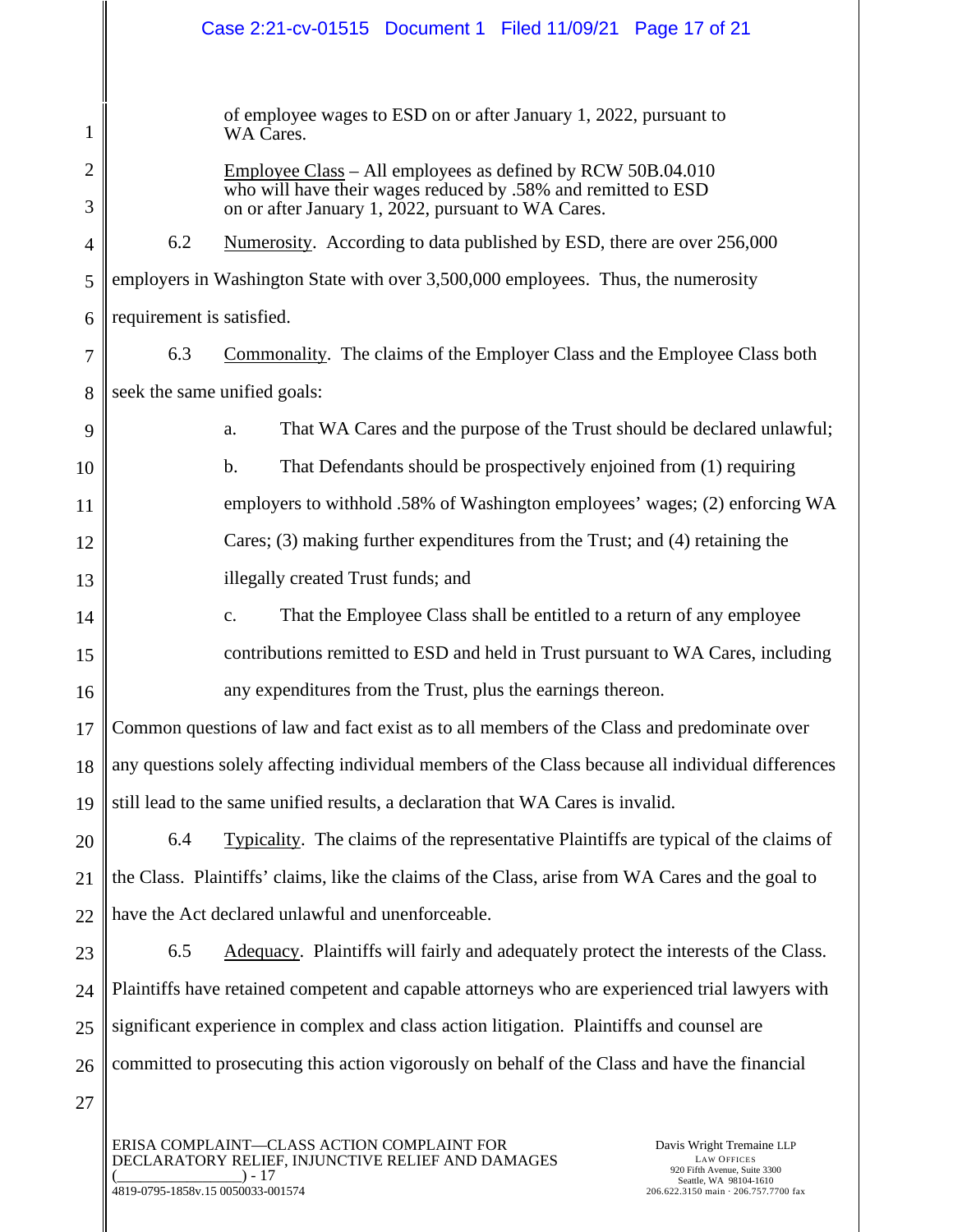of employee wages to ESD on or after January 1, 2022, pursuant to WA Cares.

<u>Employee Class</u> – All employees as defined by RCW 50B.04.010 who will have their wages reduced by .58% and remitted to ESD on or after January 1, 2022, pursuant to WA Cares.

6.2 <u>Numerosity</u>. According to data published by ESD, there are over 256,000 employers in Washington State with over 3,500,000 employees. Thus, the numerosity requirement is satisfied.

6.3 <u>Commonality</u>. The claims of the Employer Class and the Employee Class both seek the same unified goals:

a. That WA Cares and the purpose of the Trust should be declared unlawful;

b. That Defendants should be prospectively enjoined from (1) requiring employers to withhold .58% of Washington employees' wages; (2) enforcing WA Cares; (3) making further expenditures from the Trust; and (4) retaining the illegally created Trust funds; and

c. That the Employee Class shall be entitled to a return of any employee contributions remitted to ESD and held in Trust pursuant to WA Cares, including any expenditures from the Trust, plus the earnings thereon.

Common questions of law and fact exist as to all members of the Class and predominate over any questions solely affecting individual members of the Class because all individual differences still lead to the same unified results, a declaration that WA Cares is invalid.

6.4 <u>Typicality</u>. The claims of the representative Plaintiffs are typical of the claims of the Class. Plaintiffs' claims, like the claims of the Class, arise from WA Cares and the goal to have the Act declared unlawful and unenforceable.

6.5 <u>Adequacy</u>. Plaintiffs will fairly and adequately protect the interests of the Class. Plaintiffs have retained competent and capable attorneys who are experienced trial lawyers with significant experience in complex and class action litigation. Plaintiffs and counsel are committed to prosecuting this action vigorously on behalf of the Class and have the financial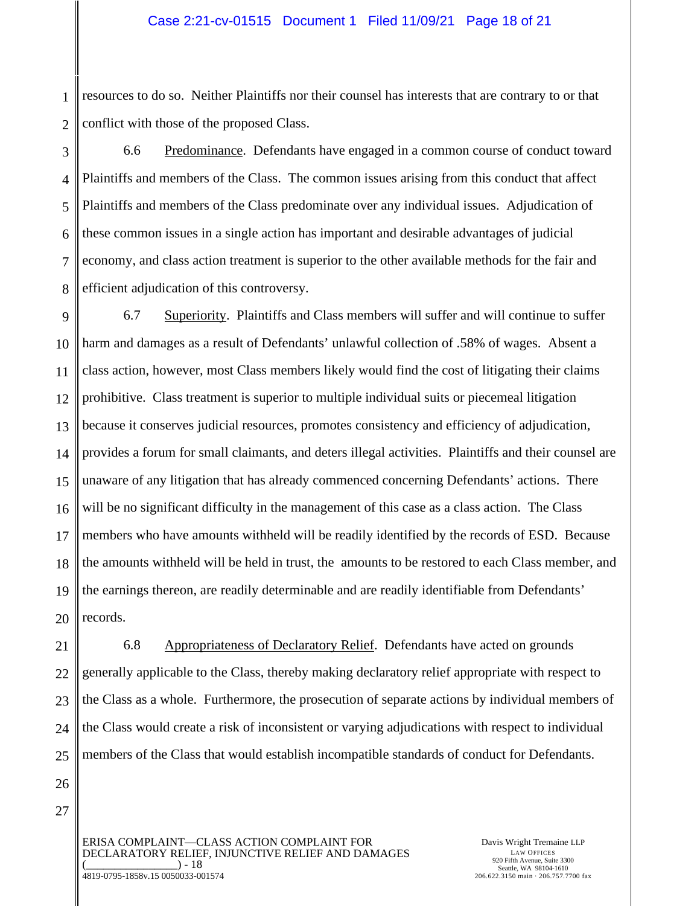resources to do so. Neither Plaintiffs nor their counsel has interests that are contrary to or that conflict with those of the proposed Class.

6.6 Predominance. Defendants have engaged in a common course of conduct toward Plaintiffs and members of the Class. The common issues arising from this conduct that affect Plaintiffs and members of the Class predominate over any individual issues. Adjudication of these common issues in a single action has important and desirable advantages of judicial economy, and class action treatment is superior to the other available methods for the fair and efficient adjudication of this controversy.

6.7 Superiority. Plaintiffs and Class members will suffer and will continue to suffer harm and damages as a result of Defendants' unlawful collection of .58% of wages. Absent a class action, however, most Class members likely would find the cost of litigating their claims prohibitive. Class treatment is superior to multiple individual suits or piecemeal litigation because it conserves judicial resources, promotes consistency and efficiency of adjudication, provides a forum for small claimants, and deters illegal activities. Plaintiffs and their counsel are unaware of any litigation that has already commenced concerning Defendants' actions. There will be no significant difficulty in the management of this case as a class action. The Class members who have amounts withheld will be readily identified by the records of ESD. Because the amounts withheld will be held in trust, the amounts to be restored to each Class member, and the earnings thereon, are readily determinable and are readily identifiable from Defendants' records.

6.8 Appropriateness of Declaratory Relief. Defendants have acted on grounds generally applicable to the Class, thereby making declaratory relief appropriate with respect to the Class as a whole. Furthermore, the prosecution of separate actions by individual members of the Class would create a risk of inconsistent or varying adjudications with respect to individual members of the Class that would establish incompatible standards of conduct for Defendants.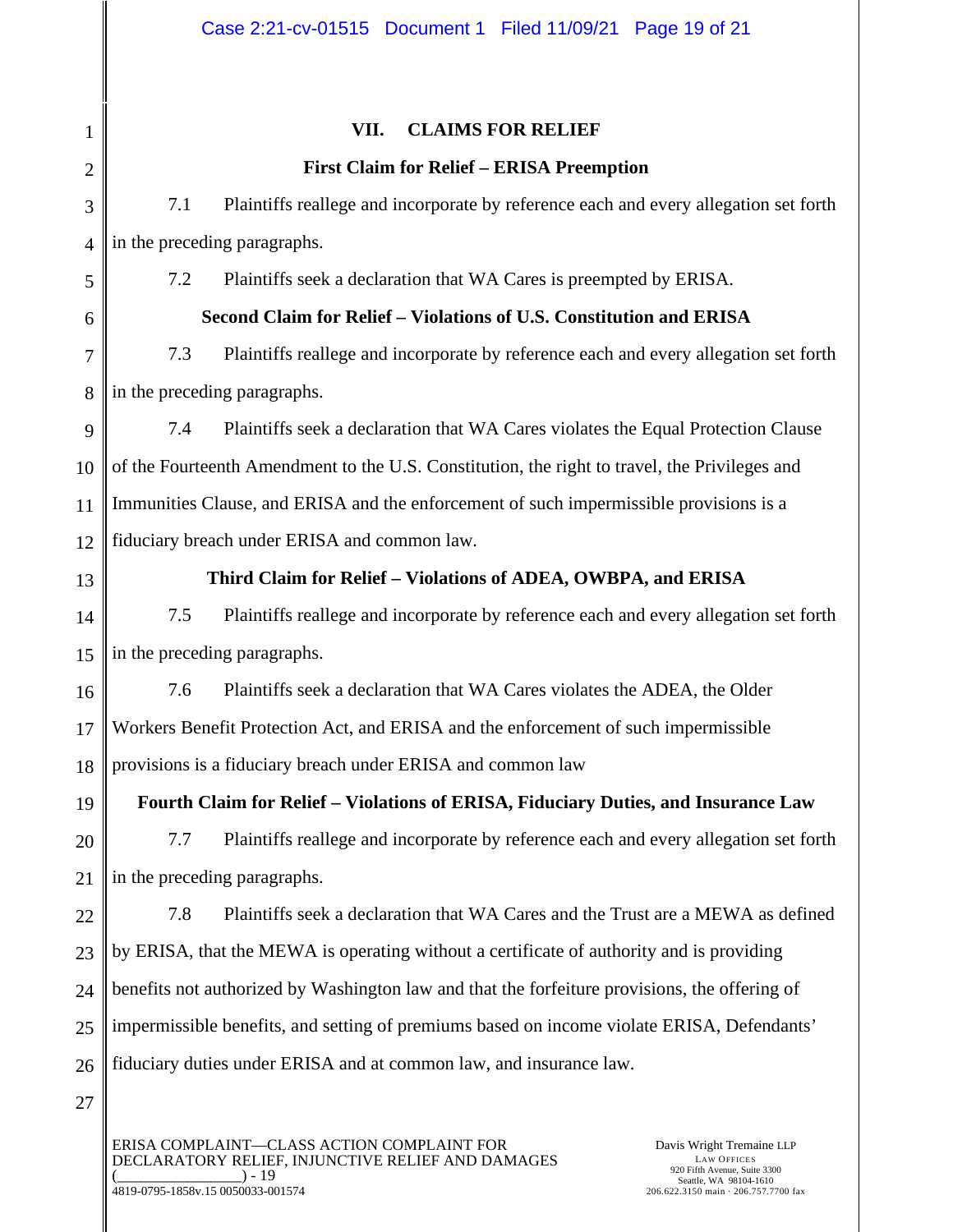## VII. CLAIMS FOR RELIEF

### First Claim for Relief – ERISA Preemption

7.1 Plaintiffs reallege and incorporate by reference each and every allegation set forth in the preceding paragraphs.

7.2 Plaintiffs seek a declaration that WA Cares is preempted by ERISA.

### Second Claim for Relief – Violations of U.S. Constitution and ERISA

7.3 Plaintiffs reallege and incorporate by reference each and every allegation set forth in the preceding paragraphs.

7.4 Plaintiffs seek a declaration that WA Cares violates the Equal Protection Clause of the Fourteenth Amendment to the U.S. Constitution, the right to travel, the Privileges and Immunities Clause, and ERISA and the enforcement of such impermissible provisions is a fiduciary breach under ERISA and common law.

### Third Claim for Relief – Violations of ADEA, OWBPA, and ERISA

7.5 Plaintiffs reallege and incorporate by reference each and every allegation set forth in the preceding paragraphs.

7.6 Plaintiffs seek a declaration that WA Cares violates the ADEA, the Older Workers Benefit Protection Act, and ERISA and the enforcement of such impermissible provisions is a fiduciary breach under ERISA and common law

### Fourth Claim for Relief – Violations of ERISA, Fiduciary Duties, and Insurance Law

7.7 Plaintiffs reallege and incorporate by reference each and every allegation set forth in the preceding paragraphs.

7.8 Plaintiffs seek a declaration that WA Cares and the Trust are a MEWA as defined by ERISA, that the MEWA is operating without a certificate of authority and is providing benefits not authorized by Washington law and that the forfeiture provisions, the offering of impermissible benefits, and setting of premiums based on income violate ERISA, Defendants' fiduciary duties under ERISA and at common law, and insurance law.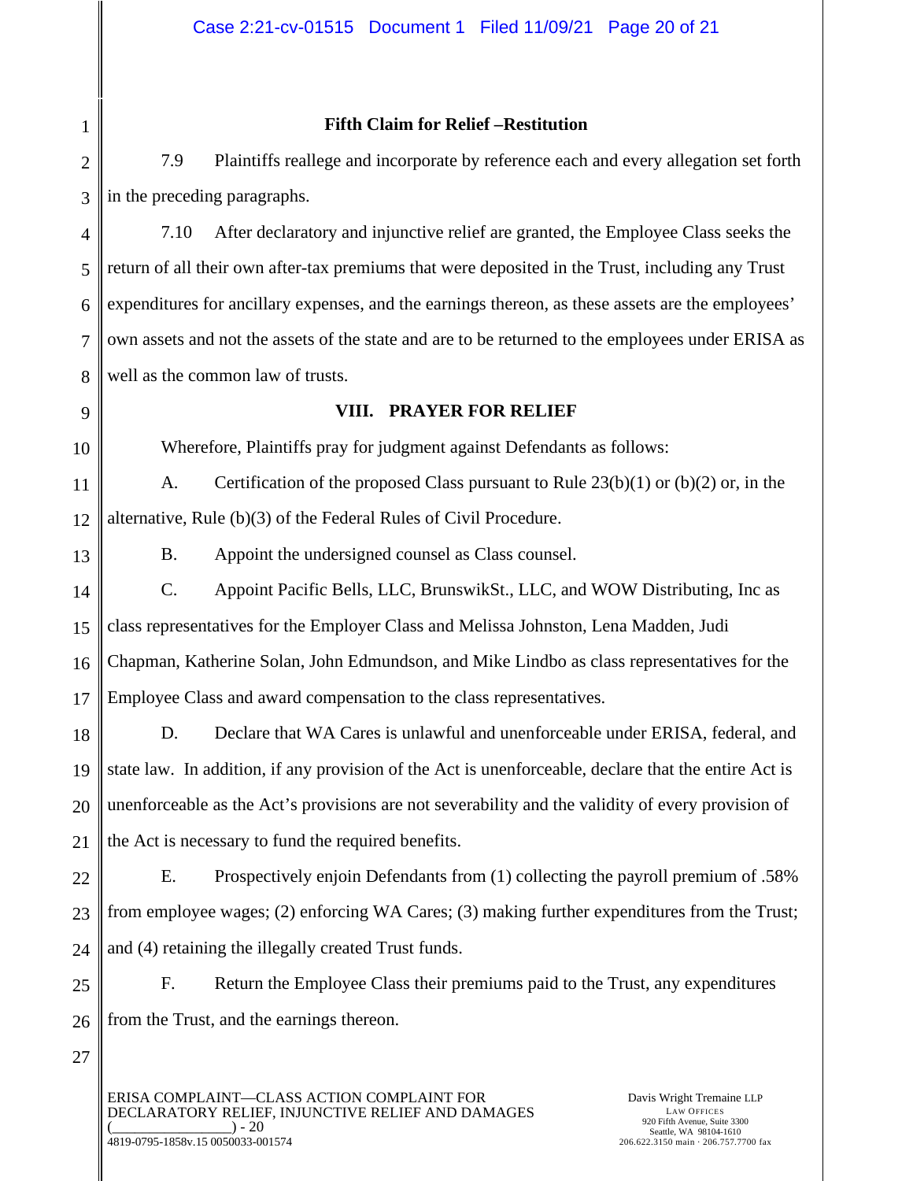**Fifth Claim for Relief –Restitution**

7.9 Plaintiffs reallege and incorporate by reference each and every allegation set forth in the preceding paragraphs.

7.10 After declaratory and injunctive relief are granted, the Employee Class seeks the return of all their own after-tax premiums that were deposited in the Trust, including any Trust expenditures for ancillary expenses, and the earnings thereon, as these assets are the employees' own assets and not the assets of the state and are to be returned to the employees under ERISA as well as the common law of trusts.

## VIII. PRAYER FOR RELIEF

Wherefore, Plaintiffs pray for judgment against Defendants as follows:

A. Certification of the proposed Class pursuant to Rule 23(b)(1) or (b)(2) or, in the alternative, Rule (b)(3) of the Federal Rules of Civil Procedure.

B. Appoint the undersigned counsel as Class counsel.

C. Appoint Pacific Bells, LLC, BrunswikSt., LLC, and WOW Distributing, Inc as class representatives for the Employer Class and Melissa Johnston, Lena Madden, Judi Chapman, Katherine Solan, John Edmundson, and Mike Lindbo as class representatives for the Employee Class and award compensation to the class representatives.

D. Declare that WA Cares is unlawful and unenforceable under ERISA, federal, and state law. In addition, if any provision of the Act is unenforceable, declare that the entire Act is unenforceable as the Act's provisions are not severability and the validity of every provision of the Act is necessary to fund the required benefits.

E. Prospectively enjoin Defendants from (1) collecting the payroll premium of .58% from employee wages; (2) enforcing WA Cares; (3) making further expenditures from the Trust; and (4) retaining the illegally created Trust funds.

F. Return the Employee Class their premiums paid to the Trust, any expenditures from the Trust, and the earnings thereon.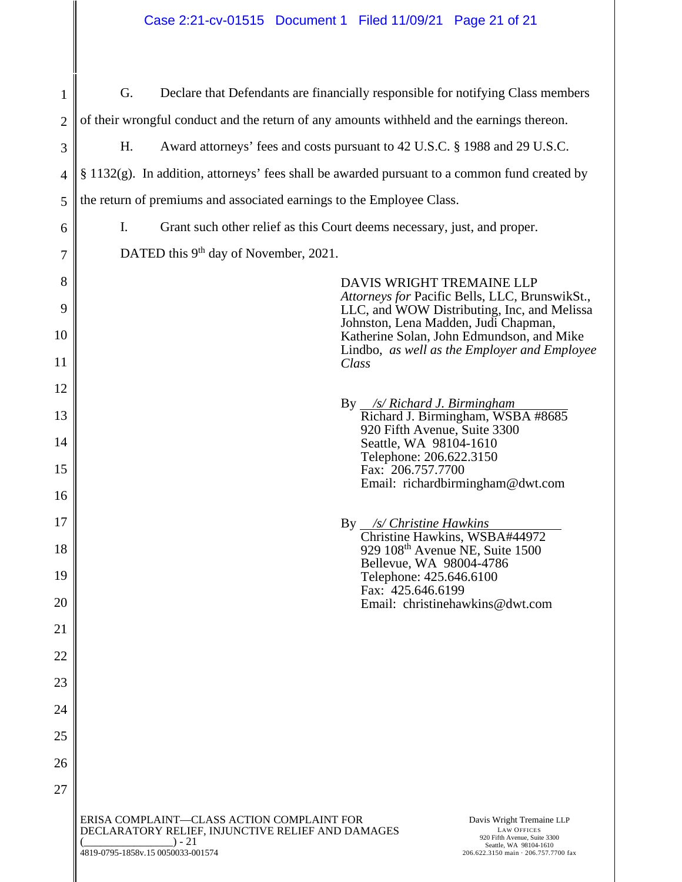G. Declare that Defendants are financially responsible for notifying Class members of their wrongful conduct and the return of any amounts withheld and the earnings thereon.

H. Award attorneys' fees and costs pursuant to 42 U.S.C. § 1988 and 29 U.S.C. § 1132(g). In addition, attorneys' fees shall be awarded pursuant to a common fund created by the return of premiums and associated earnings to the Employee Class.

I. Grant such other relief as this Court deems necessary, just, and proper.

DATED this 9th day of November, 2021.

DAVIS WRIGHT TREMAINE LLP
*Attorneys for* Pacific Bells, LLC, BrunswikSt., LLC, and WOW Distributing, Inc, and Melissa Johnston, Lena Madden, Judi Chapman, Katherine Solan, John Edmundson, and Mike Lindbo, *as well as the Employer and Employee Class*

By */s/ Richard J. Birmingham*
Richard J. Birmingham, WSBA #8685
920 Fifth Avenue, Suite 3300
Seattle, WA 98104-1610
Telephone: 206.622.3150
Fax: 206.757.7700
Email: richardbirmingham@dwt.com

By */s/ Christine Hawkins*
Christine Hawkins, WSBA#44972
929 108th Avenue NE, Suite 1500
Bellevue, WA 98004-4786
Telephone: 425.646.6100
Fax: 425.646.6199
Email: christinehawkins@dwt.com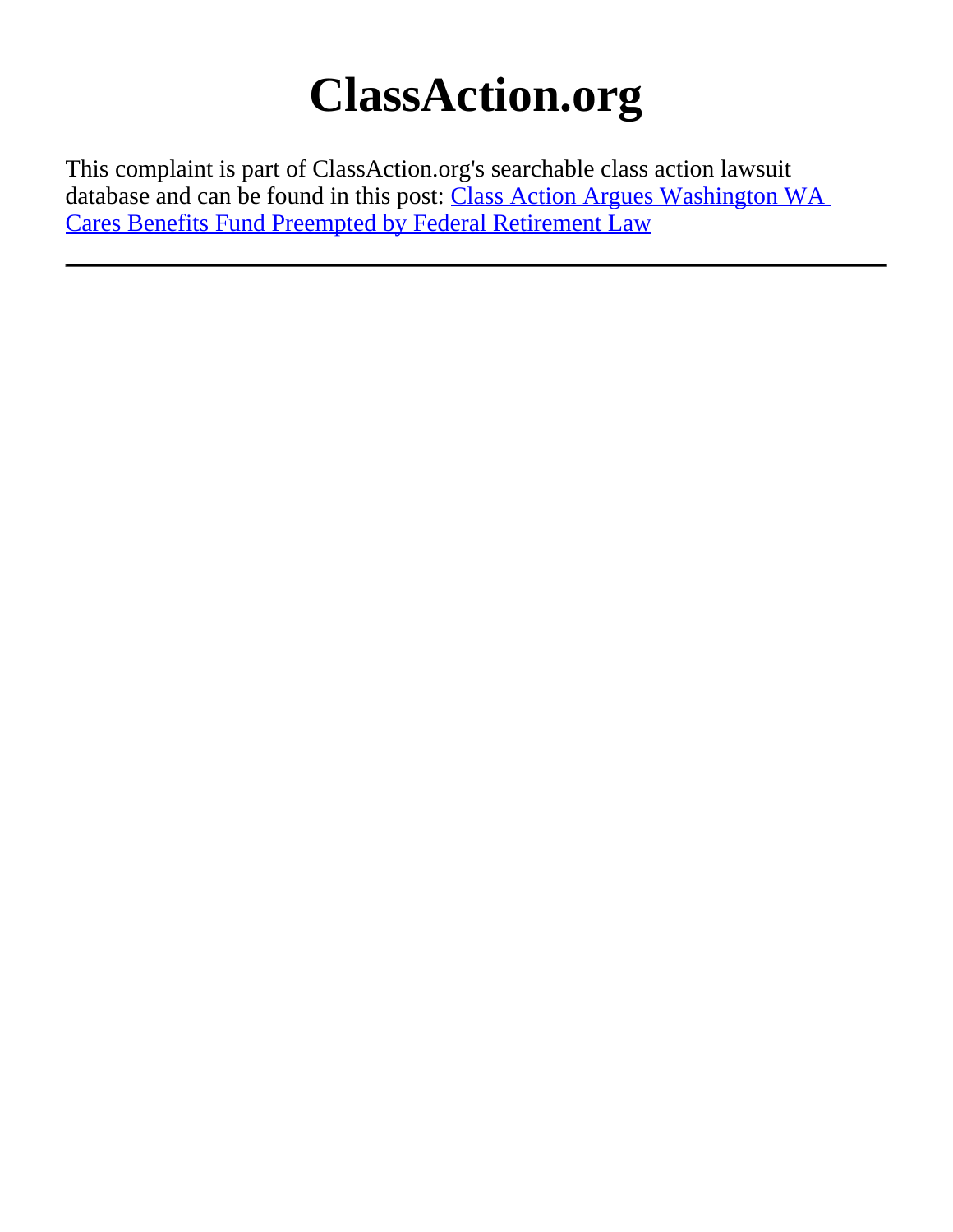# ClassAction.org

This complaint is part of ClassAction.org's searchable class action lawsuit database and can be found in this post: [Class Action Argues Washington WA Cares Benefits Fund Preempted by Federal Retirement Law]()

---